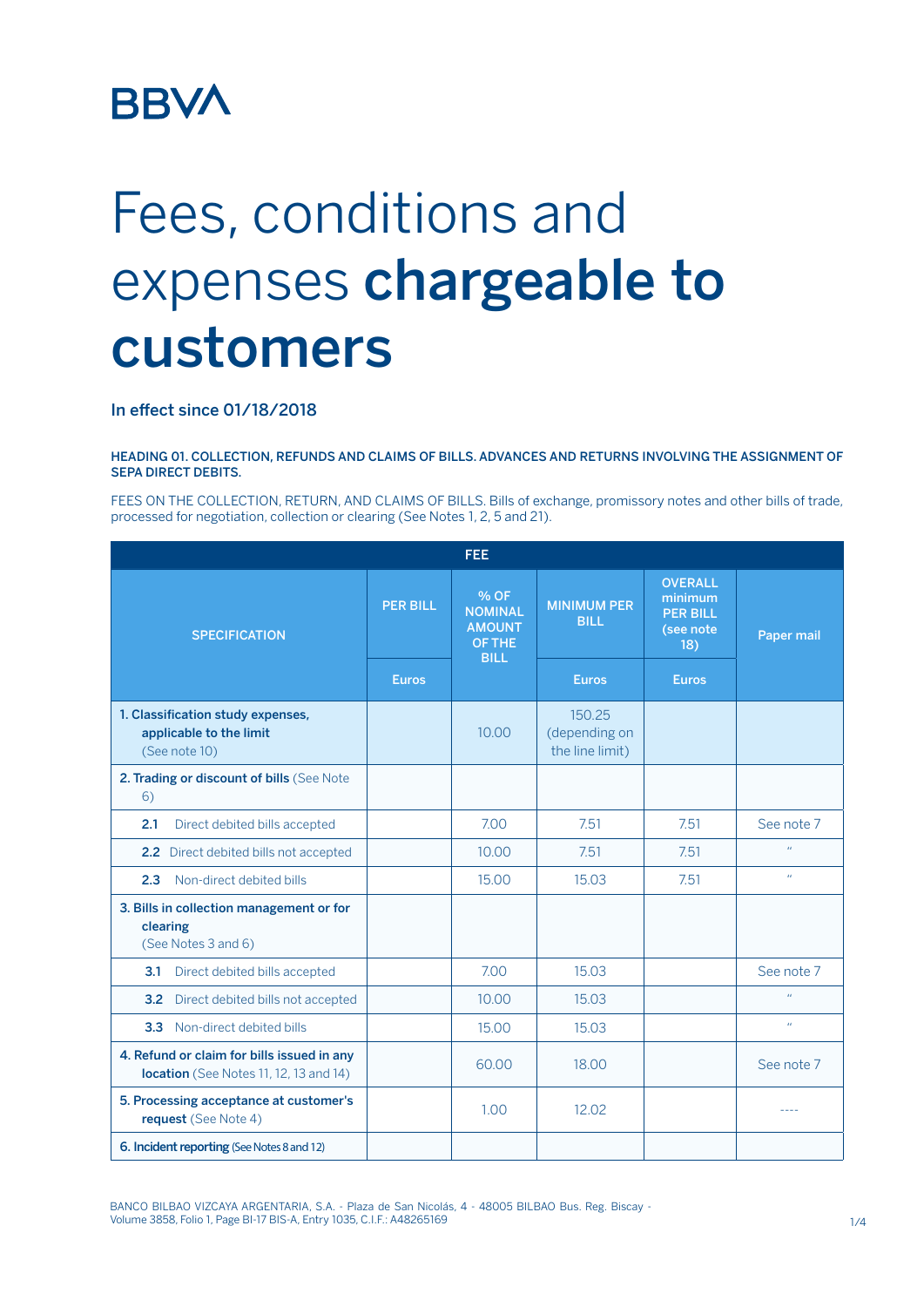BBVA

# Fees, conditions and expenses **chargeable to customers**

In effect since 01/18/2018

HEADING 01. COLLECTION, REFUNDS AND CLAIMS OF BILLS. ADVANCES AND RETURNS INVOLVING THE ASSIGNMENT OF SEPA DIRECT DEBITS.

FEES ON THE COLLECTION, RETURN, AND CLAIMS OF BILLS. Bills of exchange, promissory notes and other bills of trade, processed for negotiation, collection or clearing (See Notes 1, 2, 5 and 21).

| FEE | | | | | |
|---|---|---|---|---|---|
| SPECIFICATION | PER BILL | % OF NOMINAL AMOUNT OF THE BILL | MINIMUM PER BILL | OVERALL minimum PER BILL (see note 18) | Paper mail |
| | Euros | | Euros | Euros | |
| **1. Classification study expenses, applicable to the limit** (See note 10) | | 10.00 | 150.25 (depending on the line limit) | | |
| **2. Trading or discount of bills** (See Note 6) | | | | | |
| **2.1** Direct debited bills accepted | | 7.00 | 7.51 | 7.51 | See note 7 |
| **2.2** Direct debited bills not accepted | | 10.00 | 7.51 | 7.51 | " |
| **2.3** Non-direct debited bills | | 15.00 | 15.03 | 7.51 | " |
| **3. Bills in collection management or for clearing** (See Notes 3 and 6) | | | | | |
| **3.1** Direct debited bills accepted | | 7.00 | 15.03 | | See note 7 |
| **3.2** Direct debited bills not accepted | | 10.00 | 15.03 | | " |
| **3.3** Non-direct debited bills | | 15.00 | 15.03 | | " |
| **4. Refund or claim for bills issued in any location** (See Notes 11, 12, 13 and 14) | | 60.00 | 18.00 | | See note 7 |
| **5. Processing acceptance at customer's request** (See Note 4) | | 1.00 | 12.02 | | ---- |
| **6. Incident reporting** (See Notes 8 and 12) | | | | | |

BANCO BILBAO VIZCAYA ARGENTARIA, S.A. - Plaza de San Nicolás, 4 - 48005 BILBAO Bus. Reg. Biscay - Volume 3858, Folio 1, Page BI-17 BIS-A, Entry 1035, C.I.F.: A48265169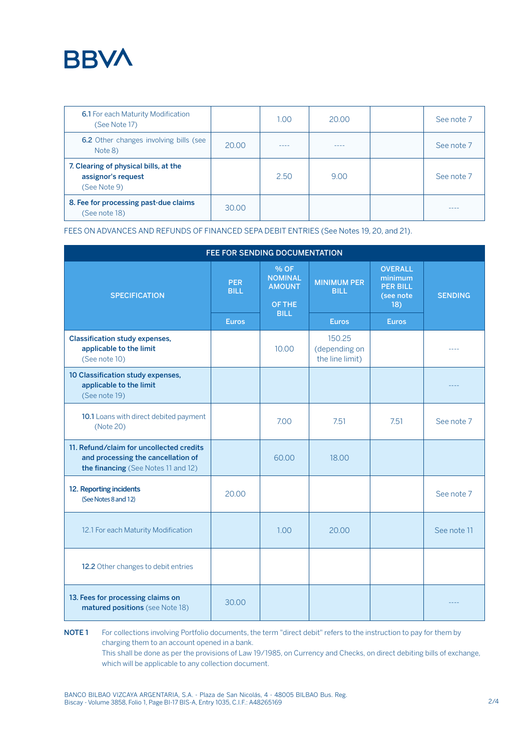| | | | | | |
|---|---|---|---|---|---|
| **6.1** For each Maturity Modification (See Note 17) | | 1.00 | 20.00 | | See note 7 |
| **6.2** Other changes involving bills (see Note 8) | 20.00 | ---- | ---- | | See note 7 |
| **7. Clearing of physical bills, at the assignor's request** (See Note 9) | | 2.50 | 9.00 | | See note 7 |
| **8. Fee for processing past-due claims** (See note 18) | 30.00 | | | | ---- |

FEES ON ADVANCES AND REFUNDS OF FINANCED SEPA DEBIT ENTRIES (See Notes 19, 20, and 21).

| FEE FOR SENDING DOCUMENTATION | | | | | |
|---|---|---|---|---|---|
| SPECIFICATION | PER BILL | % OF NOMINAL AMOUNT OF THE BILL | MINIMUM PER BILL | OVERALL minimum PER BILL (see note 18) | SENDING |
| | Euros | | Euros | Euros | |
| **Classification study expenses, applicable to the limit** (See note 10) | | 10.00 | 150.25 (depending on the line limit) | | ---- |
| **10 Classification study expenses, applicable to the limit** (See note 19) | | | | | ---- |
| **10.1** Loans with direct debited payment (Note 20) | | 7.00 | 7.51 | 7.51 | See note 7 |
| **11. Refund/claim for uncollected credits and processing the cancellation of the financing** (See Notes 11 and 12) | | 60.00 | 18.00 | | |
| **12. Reporting incidents** (See Notes 8 and 12) | 20.00 | | | | See note 7 |
| 12.1 For each Maturity Modification | | 1.00 | 20.00 | | See note 11 |
| **12.2** Other changes to debit entries | | | | | |
| **13. Fees for processing claims on matured positions** (see Note 18) | 30.00 | | | | ---- |

**NOTE 1** For collections involving Portfolio documents, the term "direct debit" refers to the instruction to pay for them by charging them to an account opened in a bank.
This shall be done as per the provisions of Law 19/1985, on Currency and Checks, on direct debiting bills of exchange, which will be applicable to any collection document.

BANCO BILBAO VIZCAYA ARGENTARIA, S.A. - Plaza de San Nicolás, 4 - 48005 BILBAO Bus. Reg. Biscay - Volume 3858, Folio 1, Page BI-17 BIS-A, Entry 1035, C.I.F.: A48265169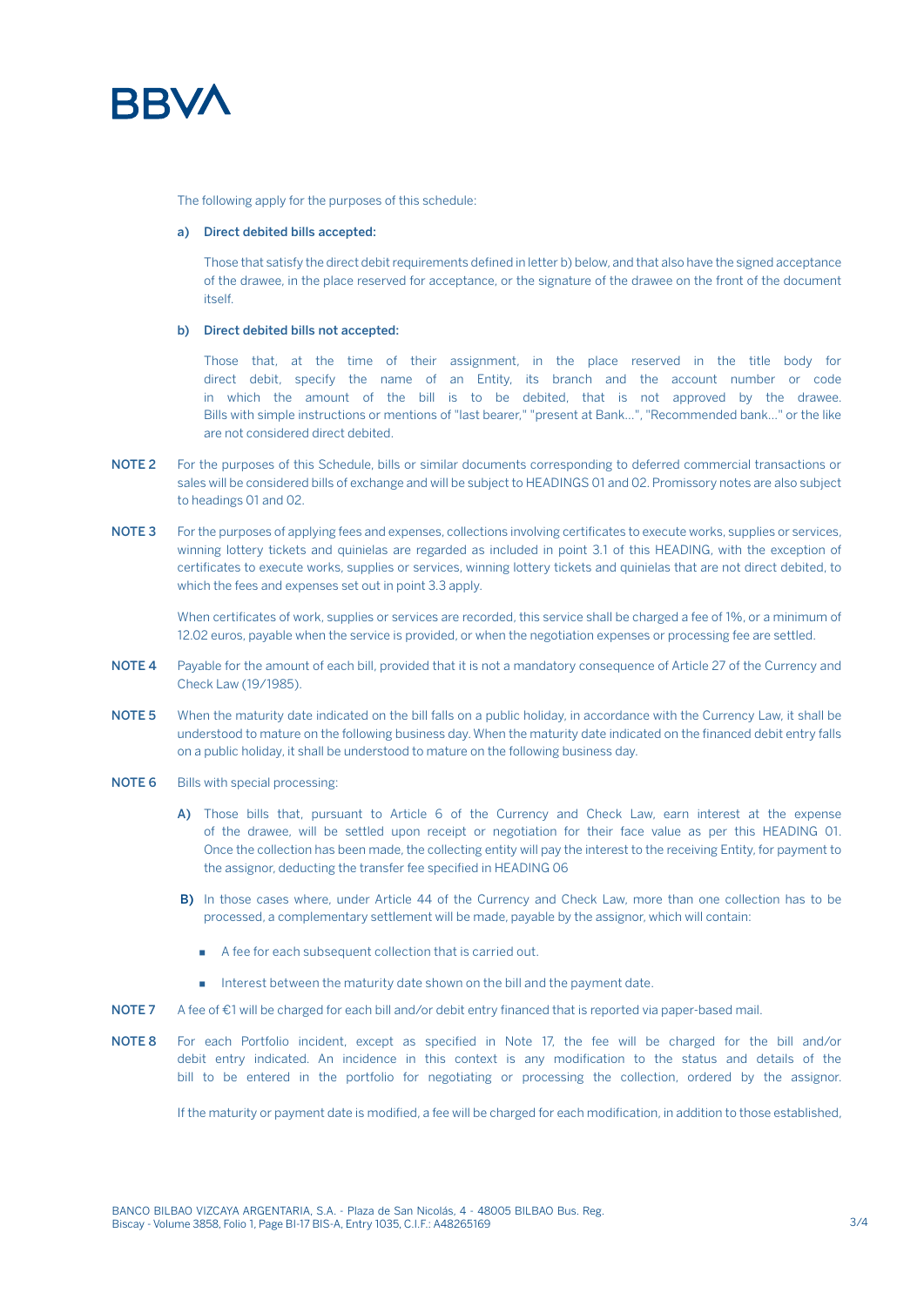The following apply for the purposes of this schedule:

**a) Direct debited bills accepted:**

Those that satisfy the direct debit requirements defined in letter b) below, and that also have the signed acceptance of the drawee, in the place reserved for acceptance, or the signature of the drawee on the front of the document itself.

**b) Direct debited bills not accepted:**

Those that, at the time of their assignment, in the place reserved in the title body for direct debit, specify the name of an Entity, its branch and the account number or code in which the amount of the bill is to be debited, that is not approved by the drawee. Bills with simple instructions or mentions of "last bearer," "present at Bank...", "Recommended bank..." or the like are not considered direct debited.

**NOTE 2** For the purposes of this Schedule, bills or similar documents corresponding to deferred commercial transactions or sales will be considered bills of exchange and will be subject to HEADINGS 01 and 02. Promissory notes are also subject to headings 01 and 02.

**NOTE 3** For the purposes of applying fees and expenses, collections involving certificates to execute works, supplies or services, winning lottery tickets and quinielas are regarded as included in point 3.1 of this HEADING, with the exception of certificates to execute works, supplies or services, winning lottery tickets and quinielas that are not direct debited, to which the fees and expenses set out in point 3.3 apply.

When certificates of work, supplies or services are recorded, this service shall be charged a fee of 1%, or a minimum of 12.02 euros, payable when the service is provided, or when the negotiation expenses or processing fee are settled.

**NOTE 4** Payable for the amount of each bill, provided that it is not a mandatory consequence of Article 27 of the Currency and Check Law (19/1985).

**NOTE 5** When the maturity date indicated on the bill falls on a public holiday, in accordance with the Currency Law, it shall be understood to mature on the following business day. When the maturity date indicated on the financed debit entry falls on a public holiday, it shall be understood to mature on the following business day.

**NOTE 6** Bills with special processing:

**A)** Those bills that, pursuant to Article 6 of the Currency and Check Law, earn interest at the expense of the drawee, will be settled upon receipt or negotiation for their face value as per this HEADING 01. Once the collection has been made, the collecting entity will pay the interest to the receiving Entity, for payment to the assignor, deducting the transfer fee specified in HEADING 06

**B)** In those cases where, under Article 44 of the Currency and Check Law, more than one collection has to be processed, a complementary settlement will be made, payable by the assignor, which will contain:

- A fee for each subsequent collection that is carried out.
- Interest between the maturity date shown on the bill and the payment date.

**NOTE 7** A fee of €1 will be charged for each bill and/or debit entry financed that is reported via paper-based mail.

**NOTE 8** For each Portfolio incident, except as specified in Note 17, the fee will be charged for the bill and/or debit entry indicated. An incidence in this context is any modification to the status and details of the bill to be entered in the portfolio for negotiating or processing the collection, ordered by the assignor.

If the maturity or payment date is modified, a fee will be charged for each modification, in addition to those established,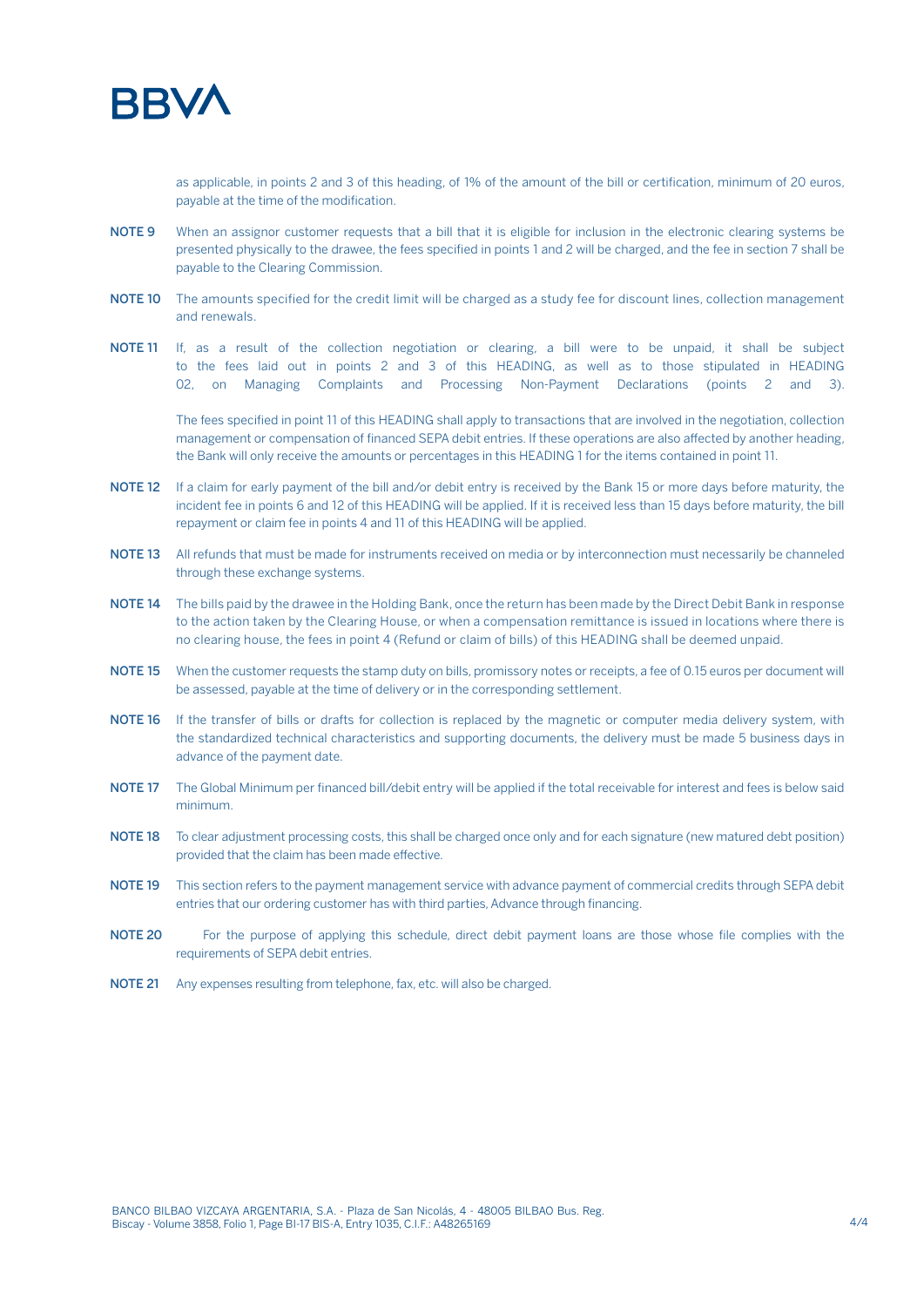as applicable, in points 2 and 3 of this heading, of 1% of the amount of the bill or certification, minimum of 20 euros, payable at the time of the modification.

**NOTE 9** When an assignor customer requests that a bill that it is eligible for inclusion in the electronic clearing systems be presented physically to the drawee, the fees specified in points 1 and 2 will be charged, and the fee in section 7 shall be payable to the Clearing Commission.

**NOTE 10** The amounts specified for the credit limit will be charged as a study fee for discount lines, collection management and renewals.

**NOTE 11** If, as a result of the collection negotiation or clearing, a bill were to be unpaid, it shall be subject to the fees laid out in points 2 and 3 of this HEADING, as well as to those stipulated in HEADING 02, on Managing Complaints and Processing Non-Payment Declarations (points 2 and 3).

The fees specified in point 11 of this HEADING shall apply to transactions that are involved in the negotiation, collection management or compensation of financed SEPA debit entries. If these operations are also affected by another heading, the Bank will only receive the amounts or percentages in this HEADING 1 for the items contained in point 11.

**NOTE 12** If a claim for early payment of the bill and/or debit entry is received by the Bank 15 or more days before maturity, the incident fee in points 6 and 12 of this HEADING will be applied. If it is received less than 15 days before maturity, the bill repayment or claim fee in points 4 and 11 of this HEADING will be applied.

**NOTE 13** All refunds that must be made for instruments received on media or by interconnection must necessarily be channeled through these exchange systems.

**NOTE 14** The bills paid by the drawee in the Holding Bank, once the return has been made by the Direct Debit Bank in response to the action taken by the Clearing House, or when a compensation remittance is issued in locations where there is no clearing house, the fees in point 4 (Refund or claim of bills) of this HEADING shall be deemed unpaid.

**NOTE 15** When the customer requests the stamp duty on bills, promissory notes or receipts, a fee of 0.15 euros per document will be assessed, payable at the time of delivery or in the corresponding settlement.

**NOTE 16** If the transfer of bills or drafts for collection is replaced by the magnetic or computer media delivery system, with the standardized technical characteristics and supporting documents, the delivery must be made 5 business days in advance of the payment date.

**NOTE 17** The Global Minimum per financed bill/debit entry will be applied if the total receivable for interest and fees is below said minimum.

**NOTE 18** To clear adjustment processing costs, this shall be charged once only and for each signature (new matured debt position) provided that the claim has been made effective.

**NOTE 19** This section refers to the payment management service with advance payment of commercial credits through SEPA debit entries that our ordering customer has with third parties, Advance through financing.

**NOTE 20** For the purpose of applying this schedule, direct debit payment loans are those whose file complies with the requirements of SEPA debit entries.

**NOTE 21** Any expenses resulting from telephone, fax, etc. will also be charged.

BANCO BILBAO VIZCAYA ARGENTARIA, S.A. - Plaza de San Nicolás, 4 - 48005 BILBAO Bus. Reg. Biscay - Volume 3858, Folio 1, Page BI-17 BIS-A, Entry 1035, C.I.F.: A48265169